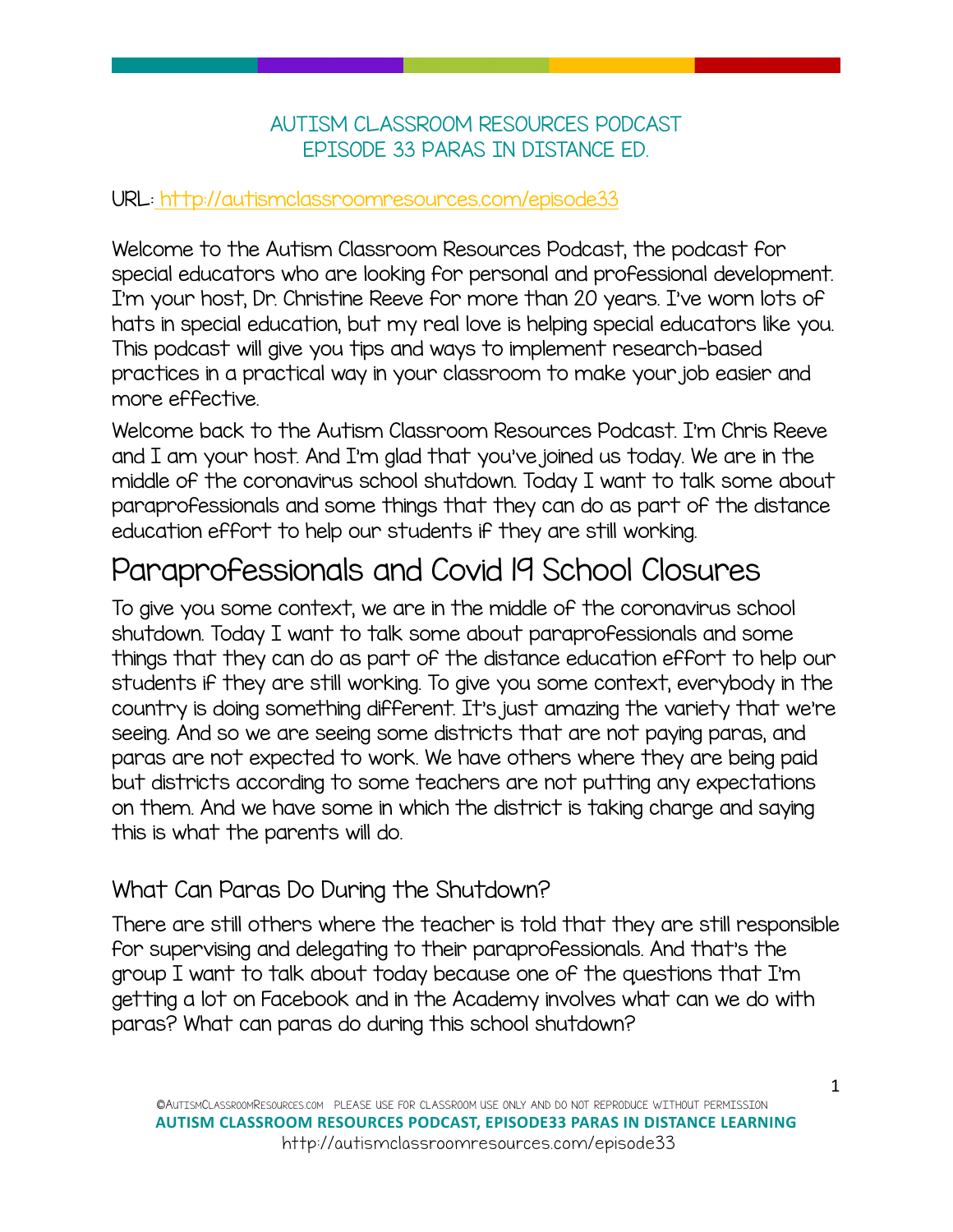# AUTISM CLASSROOM RESOURCES PODCAST
# EPISODE 33 PARAS IN DISTANCE ED.

URL: http://autismclassroomresources.com/episode33

Welcome to the Autism Classroom Resources Podcast, the podcast for special educators who are looking for personal and professional development. I'm your host, Dr. Christine Reeve for more than 20 years. I've worn lots of hats in special education, but my real love is helping special educators like you. This podcast will give you tips and ways to implement research-based practices in a practical way in your classroom to make your job easier and more effective.

Welcome back to the Autism Classroom Resources Podcast. I'm Chris Reeve and I am your host. And I'm glad that you've joined us today. We are in the middle of the coronavirus school shutdown. Today I want to talk some about paraprofessionals and some things that they can do as part of the distance education effort to help our students if they are still working.

## Paraprofessionals and Covid 19 School Closures

To give you some context, we are in the middle of the coronavirus school shutdown. Today I want to talk some about paraprofessionals and some things that they can do as part of the distance education effort to help our students if they are still working. To give you some context, everybody in the country is doing something different. It's just amazing the variety that we're seeing. And so we are seeing some districts that are not paying paras, and paras are not expected to work. We have others where they are being paid but districts according to some teachers are not putting any expectations on them. And we have some in which the district is taking charge and saying this is what the parents will do.

### What Can Paras Do During the Shutdown?

There are still others where the teacher is told that they are still responsible for supervising and delegating to their paraprofessionals. And that's the group I want to talk about today because one of the questions that I'm getting a lot on Facebook and in the Academy involves what can we do with paras? What can paras do during this school shutdown?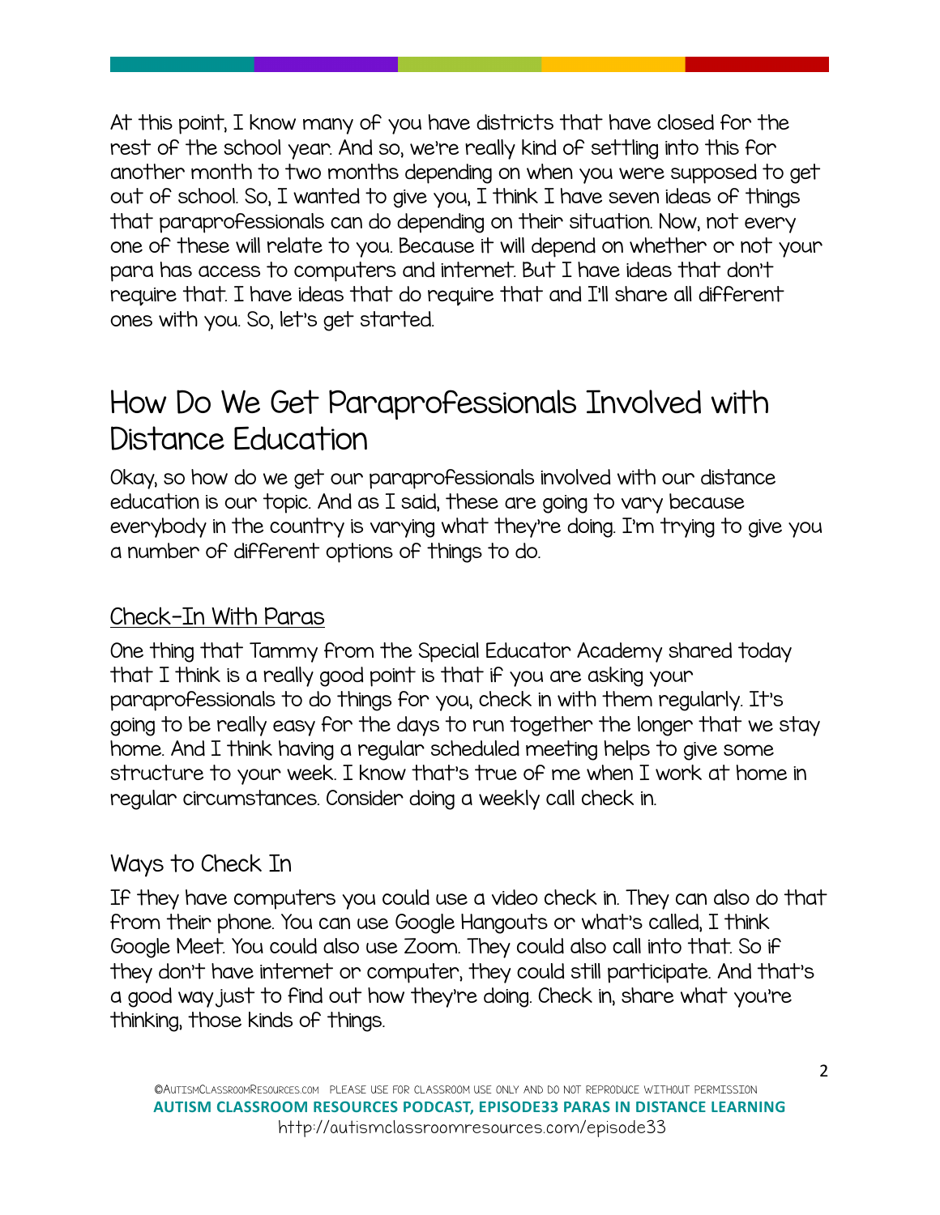At this point, I know many of you have districts that have closed for the rest of the school year. And so, we're really kind of settling into this for another month to two months depending on when you were supposed to get out of school. So, I wanted to give you, I think I have seven ideas of things that paraprofessionals can do depending on their situation. Now, not every one of these will relate to you. Because it will depend on whether or not your para has access to computers and internet. But I have ideas that don't require that. I have ideas that do require that and I'll share all different ones with you. So, let's get started.

## How Do We Get Paraprofessionals Involved with Distance Education

Okay, so how do we get our paraprofessionals involved with our distance education is our topic. And as I said, these are going to vary because everybody in the country is varying what they're doing. I'm trying to give you a number of different options of things to do.

### Check-In With Paras

One thing that Tammy from the Special Educator Academy shared today that I think is a really good point is that if you are asking your paraprofessionals to do things for you, check in with them regularly. It's going to be really easy for the days to run together the longer that we stay home. And I think having a regular scheduled meeting helps to give some structure to your week. I know that's true of me when I work at home in regular circumstances. Consider doing a weekly call check in.

### Ways to Check In

If they have computers you could use a video check in. They can also do that from their phone. You can use Google Hangouts or what's called, I think Google Meet. You could also use Zoom. They could also call into that. So if they don't have internet or computer, they could still participate. And that's a good way just to find out how they're doing. Check in, share what you're thinking, those kinds of things.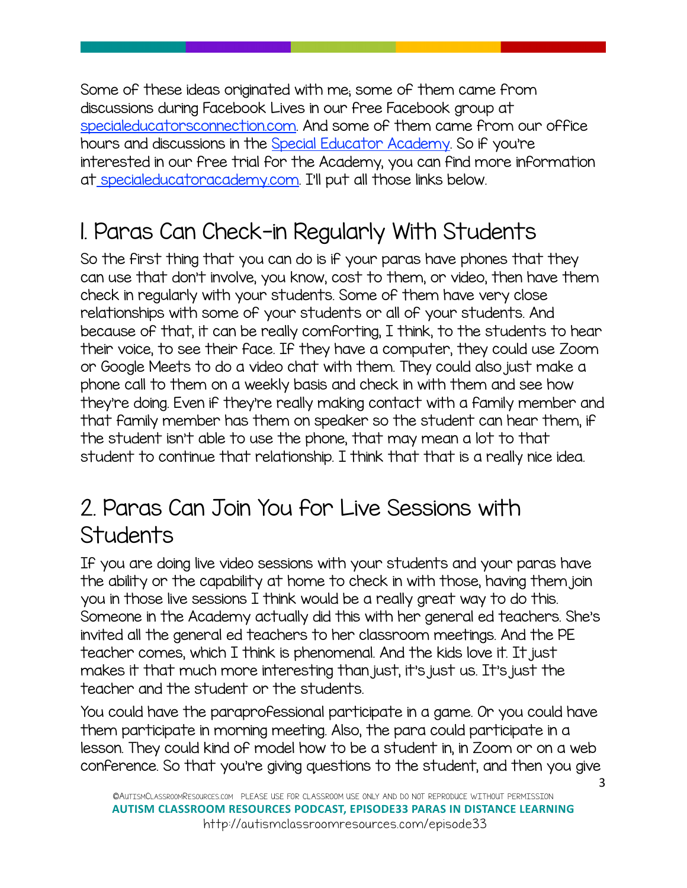Some of these ideas originated with me; some of them came from discussions during Facebook Lives in our free Facebook group at [specialeducatorsconnection.com](specialeducatorsconnection.com). And some of them came from our office hours and discussions in the [Special Educator Academy](). So if you're interested in our free trial for the Academy, you can find more information at [specialeducatoracademy.com](specialeducatoracademy.com). I'll put all those links below.

## 1. Paras Can Check-in Regularly With Students

So the first thing that you can do is if your paras have phones that they can use that don't involve, you know, cost to them, or video, then have them check in regularly with your students. Some of them have very close relationships with some of your students or all of your students. And because of that, it can be really comforting, I think, to the students to hear their voice, to see their face. If they have a computer, they could use Zoom or Google Meets to do a video chat with them. They could also just make a phone call to them on a weekly basis and check in with them and see how they're doing. Even if they're really making contact with a family member and that family member has them on speaker so the student can hear them, if the student isn't able to use the phone, that may mean a lot to that student to continue that relationship. I think that that is a really nice idea.

## 2. Paras Can Join You for Live Sessions with Students

If you are doing live video sessions with your students and your paras have the ability or the capability at home to check in with those, having them join you in those live sessions I think would be a really great way to do this. Someone in the Academy actually did this with her general ed teachers. She's invited all the general ed teachers to her classroom meetings. And the PE teacher comes, which I think is phenomenal. And the kids love it. It just makes it that much more interesting than just, it's just us. It's just the teacher and the student or the students.

You could have the paraprofessional participate in a game. Or you could have them participate in morning meeting. Also, the para could participate in a lesson. They could kind of model how to be a student in, in Zoom or on a web conference. So that you're giving questions to the student, and then you give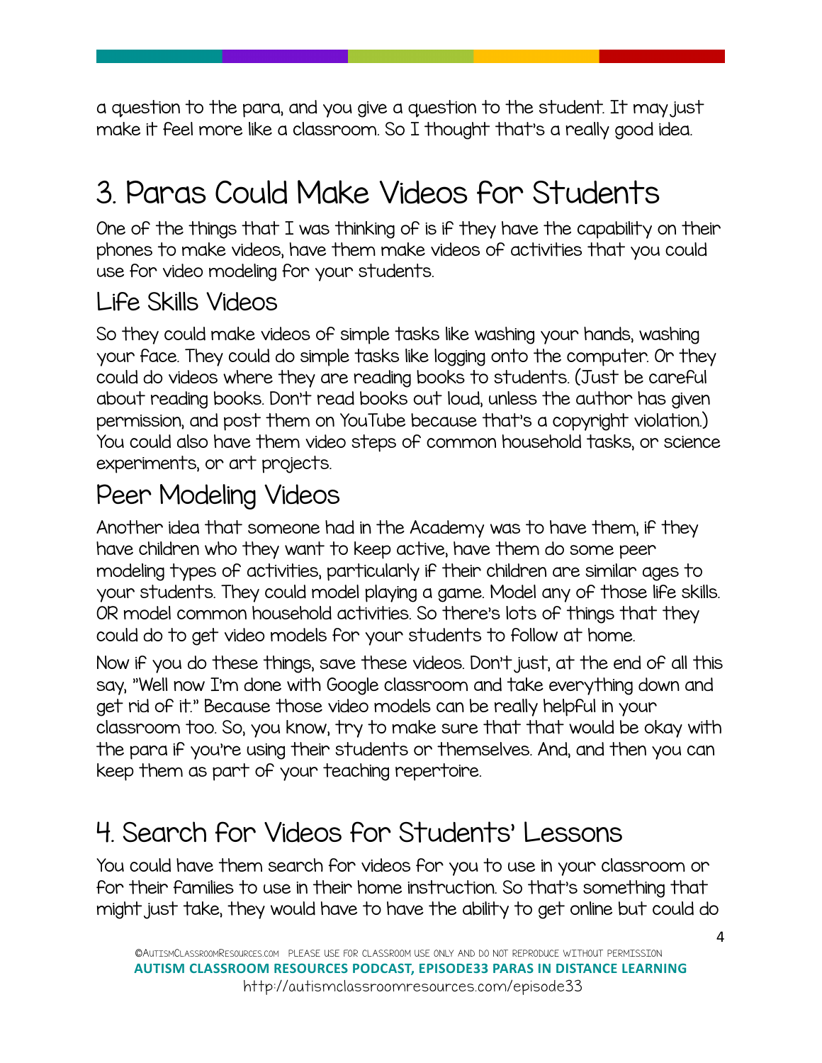a question to the para, and you give a question to the student. It may just make it feel more like a classroom. So I thought that's a really good idea.

## 3. Paras Could Make Videos for Students

One of the things that I was thinking of is if they have the capability on their phones to make videos, have them make videos of activities that you could use for video modeling for your students.

### Life Skills Videos

So they could make videos of simple tasks like washing your hands, washing your face. They could do simple tasks like logging onto the computer. Or they could do videos where they are reading books to students. (Just be careful about reading books. Don't read books out loud, unless the author has given permission, and post them on YouTube because that's a copyright violation.) You could also have them video steps of common household tasks, or science experiments, or art projects.

### Peer Modeling Videos

Another idea that someone had in the Academy was to have them, if they have children who they want to keep active, have them do some peer modeling types of activities, particularly if their children are similar ages to your students. They could model playing a game. Model any of those life skills. OR model common household activities. So there's lots of things that they could do to get video models for your students to follow at home.

Now if you do these things, save these videos. Don't just, at the end of all this say, "Well now I'm done with Google classroom and take everything down and get rid of it." Because those video models can be really helpful in your classroom too. So, you know, try to make sure that that would be okay with the para if you're using their students or themselves. And, and then you can keep them as part of your teaching repertoire.

## 4. Search for Videos for Students' Lessons

You could have them search for videos for you to use in your classroom or for their families to use in their home instruction. So that's something that might just take, they would have to have the ability to get online but could do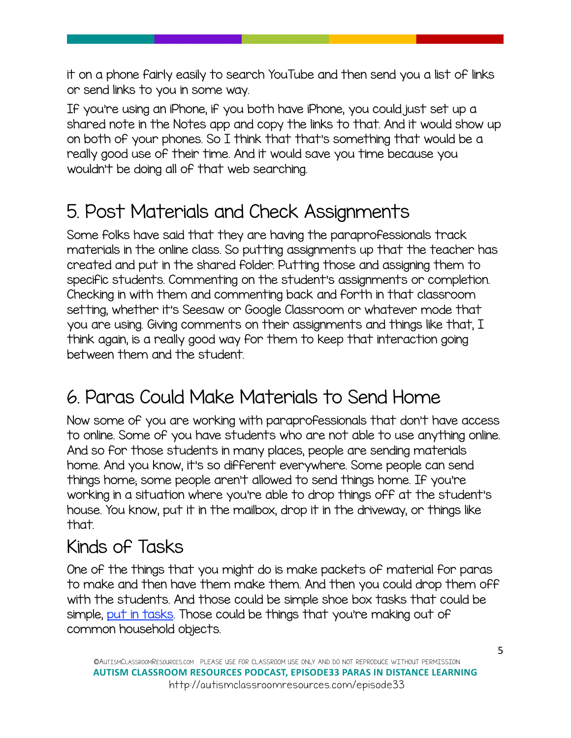it on a phone fairly easily to search YouTube and then send you a list of links or send links to you in some way.

If you're using an iPhone, if you both have iPhone, you could just set up a shared note in the Notes app and copy the links to that. And it would show up on both of your phones. So I think that that's something that would be a really good use of their time. And it would save you time because you wouldn't be doing all of that web searching.

## 5. Post Materials and Check Assignments

Some folks have said that they are having the paraprofessionals track materials in the online class. So putting assignments up that the teacher has created and put in the shared folder. Putting those and assigning them to specific students. Commenting on the student's assignments or completion. Checking in with them and commenting back and forth in that classroom setting, whether it's Seesaw or Google Classroom or whatever mode that you are using. Giving comments on their assignments and things like that, I think again, is a really good way for them to keep that interaction going between them and the student.

## 6. Paras Could Make Materials to Send Home

Now some of you are working with paraprofessionals that don't have access to online. Some of you have students who are not able to use anything online. And so for those students in many places, people are sending materials home. And you know, it's so different everywhere. Some people can send things home; some people aren't allowed to send things home. If you're working in a situation where you're able to drop things off at the student's house. You know, put it in the mailbox, drop it in the driveway, or things like that.

### Kinds of Tasks

One of the things that you might do is make packets of material for paras to make and then have them make them. And then you could drop them off with the students. And those could be simple shoe box tasks that could be simple, put in tasks. Those could be things that you're making out of common household objects.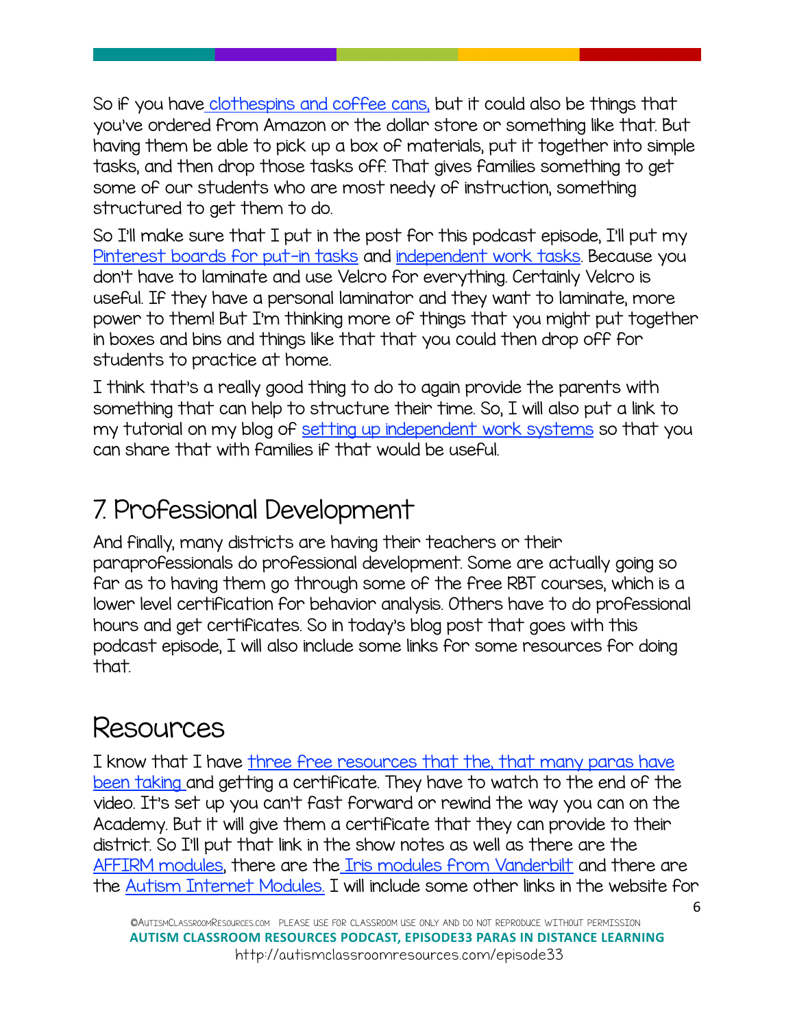So if you have clothespins and coffee cans, but it could also be things that you've ordered from Amazon or the dollar store or something like that. But having them be able to pick up a box of materials, put it together into simple tasks, and then drop those tasks off. That gives families something to get some of our students who are most needy of instruction, something structured to get them to do.

So I'll make sure that I put in the post for this podcast episode, I'll put my Pinterest boards for put-in tasks and independent work tasks. Because you don't have to laminate and use Velcro for everything. Certainly Velcro is useful. If they have a personal laminator and they want to laminate, more power to them! But I'm thinking more of things that you might put together in boxes and bins and things like that that you could then drop off for students to practice at home.

I think that's a really good thing to do to again provide the parents with something that can help to structure their time. So, I will also put a link to my tutorial on my blog of setting up independent work systems so that you can share that with families if that would be useful.

## 7. Professional Development

And finally, many districts are having their teachers or their paraprofessionals do professional development. Some are actually going so far as to having them go through some of the free RBT courses, which is a lower level certification for behavior analysis. Others have to do professional hours and get certificates. So in today's blog post that goes with this podcast episode, I will also include some links for some resources for doing that.

## Resources

I know that I have three free resources that the, that many paras have been taking and getting a certificate. They have to watch to the end of the video. It's set up you can't fast forward or rewind the way you can on the Academy. But it will give them a certificate that they can provide to their district. So I'll put that link in the show notes as well as there are the AFFIRM modules, there are the Iris modules from Vanderbilt and there are the Autism Internet Modules. I will include some other links in the website for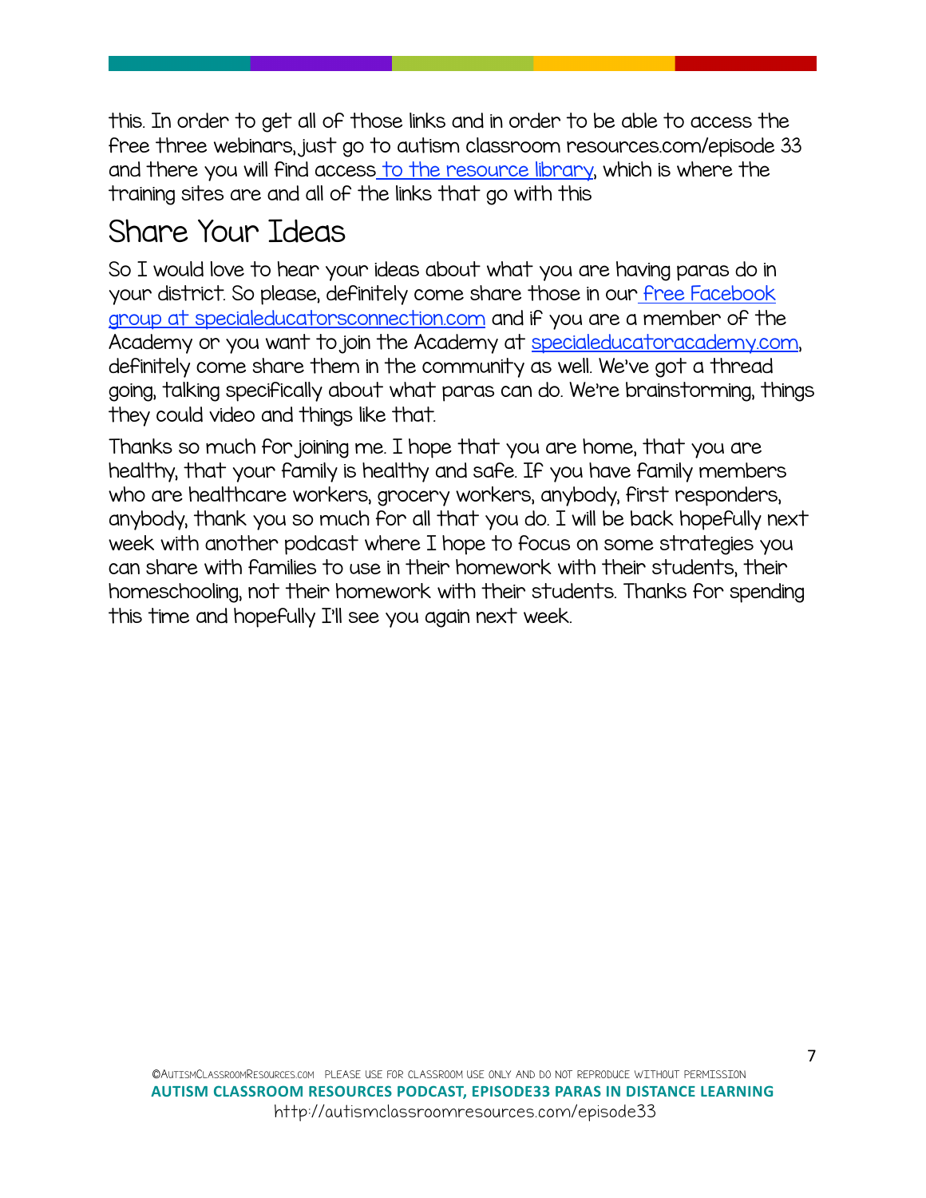this. In order to get all of those links and in order to be able to access the free three webinars, just go to autism classroom resources.com/episode 33 and there you will find access to the resource library, which is where the training sites are and all of the links that go with this

## Share Your Ideas

So I would love to hear your ideas about what you are having paras do in your district. So please, definitely come share those in our free Facebook group at specialeducatorsconnection.com and if you are a member of the Academy or you want to join the Academy at specialeducatoracademy.com, definitely come share them in the community as well. We've got a thread going, talking specifically about what paras can do. We're brainstorming, things they could video and things like that.

Thanks so much for joining me. I hope that you are home, that you are healthy, that your family is healthy and safe. If you have family members who are healthcare workers, grocery workers, anybody, first responders, anybody, thank you so much for all that you do. I will be back hopefully next week with another podcast where I hope to focus on some strategies you can share with families to use in their homework with their students, their homeschooling, not their homework with their students. Thanks for spending this time and hopefully I'll see you again next week.